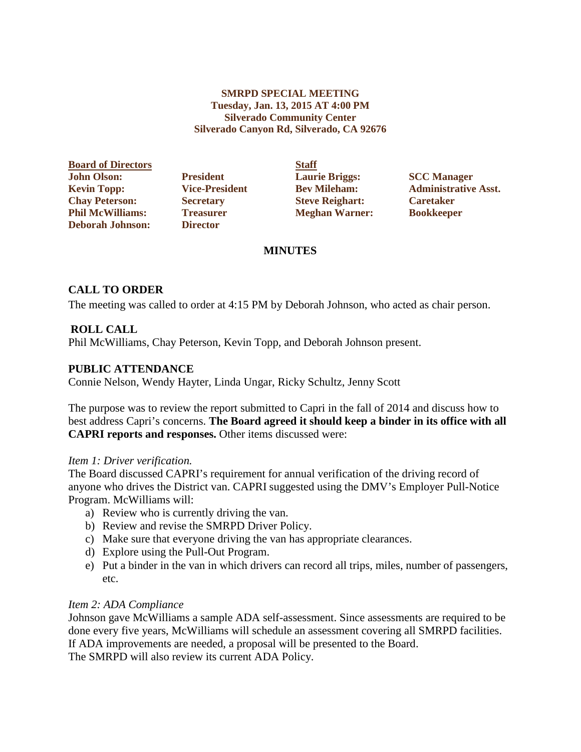**SMRPD SPECIAL MEETING**
**Tuesday, Jan. 13, 2015 AT 4:00 PM**
**Silverado Community Center**
**Silverado Canyon Rd, Silverado, CA 92676**

| Board of Directors | | Staff | |
|---|---|---|---|
| **John Olson:** | **President** | **Laurie Briggs:** | **SCC Manager** |
| **Kevin Topp:** | **Vice-President** | **Bev Mileham:** | **Administrative Asst.** |
| **Chay Peterson:** | **Secretary** | **Steve Reighart:** | **Caretaker** |
| **Phil McWilliams:** | **Treasurer** | **Meghan Warner:** | **Bookkeeper** |
| **Deborah Johnson:** | **Director** | | |

## MINUTES

### CALL TO ORDER

The meeting was called to order at 4:15 PM by Deborah Johnson, who acted as chair person.

### ROLL CALL

Phil McWilliams, Chay Peterson, Kevin Topp, and Deborah Johnson present.

### PUBLIC ATTENDANCE

Connie Nelson, Wendy Hayter, Linda Ungar, Ricky Schultz, Jenny Scott

The purpose was to review the report submitted to Capri in the fall of 2014 and discuss how to best address Capri's concerns. **The Board agreed it should keep a binder in its office with all CAPRI reports and responses.** Other items discussed were:

*Item 1: Driver verification.*

The Board discussed CAPRI's requirement for annual verification of the driving record of anyone who drives the District van. CAPRI suggested using the DMV's Employer Pull-Notice Program. McWilliams will:

a) Review who is currently driving the van.
b) Review and revise the SMRPD Driver Policy.
c) Make sure that everyone driving the van has appropriate clearances.
d) Explore using the Pull-Out Program.
e) Put a binder in the van in which drivers can record all trips, miles, number of passengers, etc.

*Item 2: ADA Compliance*

Johnson gave McWilliams a sample ADA self-assessment. Since assessments are required to be done every five years, McWilliams will schedule an assessment covering all SMRPD facilities. If ADA improvements are needed, a proposal will be presented to the Board.
The SMRPD will also review its current ADA Policy.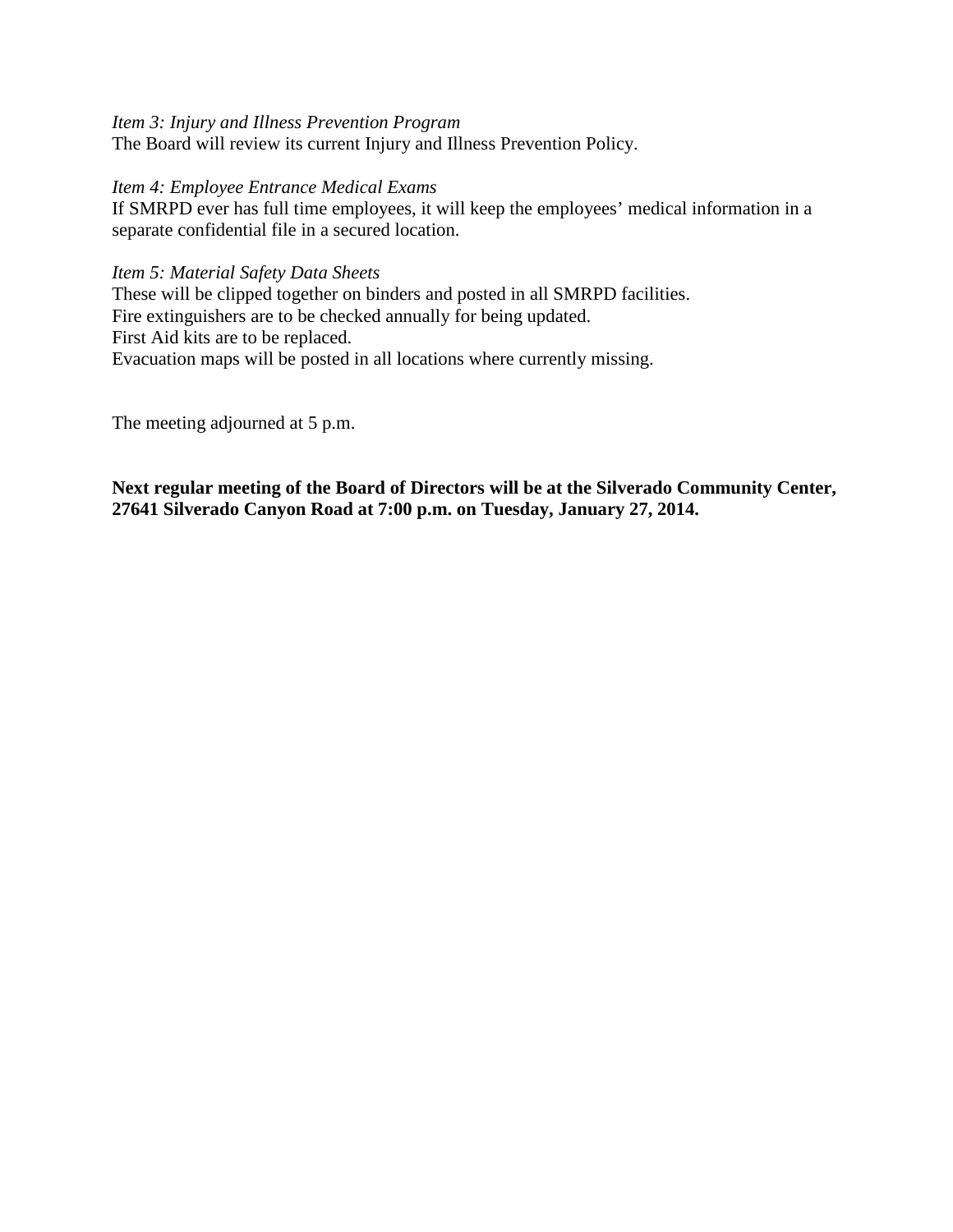*Item 3: Injury and Illness Prevention Program*
The Board will review its current Injury and Illness Prevention Policy.

*Item 4: Employee Entrance Medical Exams*
If SMRPD ever has full time employees, it will keep the employees' medical information in a separate confidential file in a secured location.

*Item 5: Material Safety Data Sheets*
These will be clipped together on binders and posted in all SMRPD facilities.
Fire extinguishers are to be checked annually for being updated.
First Aid kits are to be replaced.
Evacuation maps will be posted in all locations where currently missing.

The meeting adjourned at 5 p.m.

**Next regular meeting of the Board of Directors will be at the Silverado Community Center, 27641 Silverado Canyon Road at 7:00 p.m. on Tuesday, January 27, 2014.**